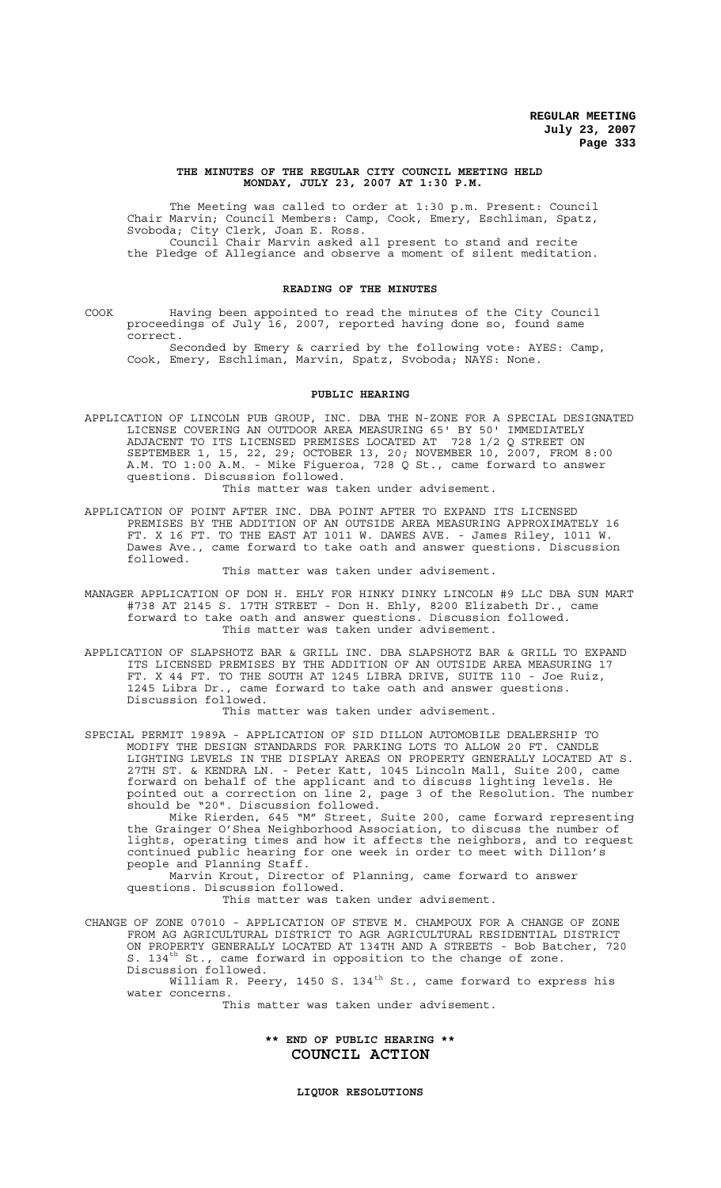# THE MINUTES OF THE REGULAR CITY COUNCIL MEETING HELD MONDAY, JULY 23, 2007 AT 1:30 P.M.

The Meeting was called to order at 1:30 p.m. Present: Council Chair Marvin; Council Members: Camp, Cook, Emery, Eschliman, Spatz, Svoboda; City Clerk, Joan E. Ross.

Council Chair Marvin asked all present to stand and recite the Pledge of Allegiance and observe a moment of silent meditation.

## READING OF THE MINUTES

COOK Having been appointed to read the minutes of the City Council proceedings of July 16, 2007, reported having done so, found same correct.

Seconded by Emery & carried by the following vote: AYES: Camp, Cook, Emery, Eschliman, Marvin, Spatz, Svoboda; NAYS: None.

## PUBLIC HEARING

APPLICATION OF LINCOLN PUB GROUP, INC. DBA THE N-ZONE FOR A SPECIAL DESIGNATED LICENSE COVERING AN OUTDOOR AREA MEASURING 65' BY 50' IMMEDIATELY ADJACENT TO ITS LICENSED PREMISES LOCATED AT 728 1/2 Q STREET ON SEPTEMBER 1, 15, 22, 29; OCTOBER 13, 20; NOVEMBER 10, 2007, FROM 8:00 A.M. TO 1:00 A.M. - Mike Figueroa, 728 Q St., came forward to answer questions. Discussion followed.

This matter was taken under advisement.

APPLICATION OF POINT AFTER INC. DBA POINT AFTER TO EXPAND ITS LICENSED PREMISES BY THE ADDITION OF AN OUTSIDE AREA MEASURING APPROXIMATELY 16 FT. X 16 FT. TO THE EAST AT 1011 W. DAWES AVE. - James Riley, 1011 W. Dawes Ave., came forward to take oath and answer questions. Discussion followed.

This matter was taken under advisement.

MANAGER APPLICATION OF DON H. EHLY FOR HINKY DINKY LINCOLN #9 LLC DBA SUN MART #738 AT 2145 S. 17TH STREET - Don H. Ehly, 8200 Elizabeth Dr., came forward to take oath and answer questions. Discussion followed.

This matter was taken under advisement.

APPLICATION OF SLAPSHOTZ BAR & GRILL INC. DBA SLAPSHOTZ BAR & GRILL TO EXPAND ITS LICENSED PREMISES BY THE ADDITION OF AN OUTSIDE AREA MEASURING 17 FT. X 44 FT. TO THE SOUTH AT 1245 LIBRA DRIVE, SUITE 110 - Joe Ruiz, 1245 Libra Dr., came forward to take oath and answer questions. Discussion followed.

This matter was taken under advisement.

SPECIAL PERMIT 1989A - APPLICATION OF SID DILLON AUTOMOBILE DEALERSHIP TO MODIFY THE DESIGN STANDARDS FOR PARKING LOTS TO ALLOW 20 FT. CANDLE LIGHTING LEVELS IN THE DISPLAY AREAS ON PROPERTY GENERALLY LOCATED AT S. 27TH ST. & KENDRA LN. - Peter Katt, 1045 Lincoln Mall, Suite 200, came forward on behalf of the applicant and to discuss lighting levels. He pointed out a correction on line 2, page 3 of the Resolution. The number should be "20". Discussion followed.

Mike Rierden, 645 "M" Street, Suite 200, came forward representing the Grainger O'Shea Neighborhood Association, to discuss the number of lights, operating times and how it affects the neighbors, and to request continued public hearing for one week in order to meet with Dillon's people and Planning Staff.

Marvin Krout, Director of Planning, came forward to answer questions. Discussion followed.

This matter was taken under advisement.

CHANGE OF ZONE 07010 - APPLICATION OF STEVE M. CHAMPOUX FOR A CHANGE OF ZONE FROM AG AGRICULTURAL DISTRICT TO AGR AGRICULTURAL RESIDENTIAL DISTRICT ON PROPERTY GENERALLY LOCATED AT 134TH AND A STREETS - Bob Batcher, 720 S. 134th St., came forward in opposition to the change of zone. Discussion followed.

William R. Peery, 1450 S. 134th St., came forward to express his water concerns.

This matter was taken under advisement.

## \*\* END OF PUBLIC HEARING \*\*

## COUNCIL ACTION

### LIQUOR RESOLUTIONS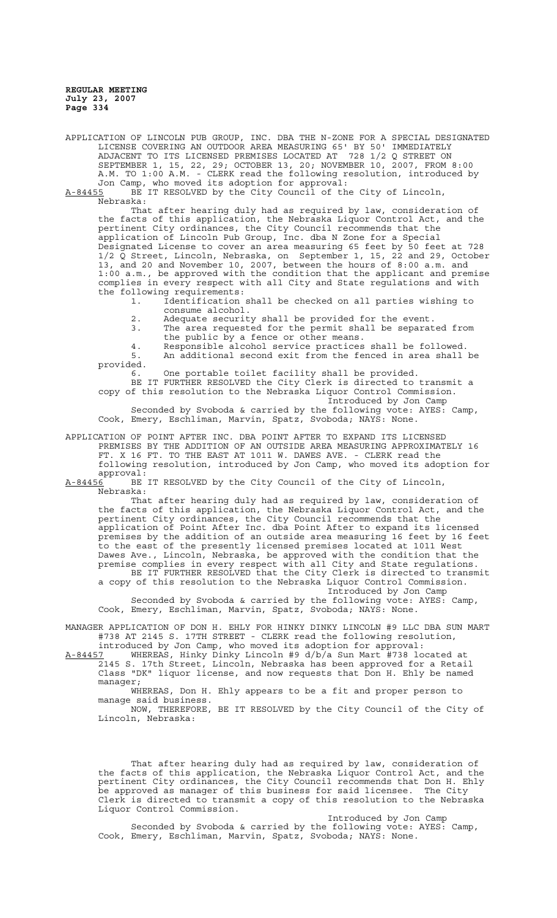APPLICATION OF LINCOLN PUB GROUP, INC. DBA THE N-ZONE FOR A SPECIAL DESIGNATED LICENSE COVERING AN OUTDOOR AREA MEASURING 65' BY 50' IMMEDIATELY ADJACENT TO ITS LICENSED PREMISES LOCATED AT 728 1/2 Q STREET ON SEPTEMBER 1, 15, 22, 29; OCTOBER 13, 20; NOVEMBER 10, 2007, FROM 8:00 A.M. TO 1:00 A.M. - CLERK read the following resolution, introduced by Jon Camp, who moved its adoption for approval:

A-84455 BE IT RESOLVED by the City Council of the City of Lincoln, Nebraska:

That after hearing duly had as required by law, consideration of the facts of this application, the Nebraska Liquor Control Act, and the pertinent City ordinances, the City Council recommends that the application of Lincoln Pub Group, Inc. dba N Zone for a Special Designated License to cover an area measuring 65 feet by 50 feet at 728 1/2 Q Street, Lincoln, Nebraska, on September 1, 15, 22 and 29, October 13, and 20 and November 10, 2007, between the hours of 8:00 a.m. and 1:00 a.m., be approved with the condition that the applicant and premise complies in every respect with all City and State regulations and with the following requirements:

1. Identification shall be checked on all parties wishing to consume alcohol.
2. Adequate security shall be provided for the event.
3. The area requested for the permit shall be separated from the public by a fence or other means.
4. Responsible alcohol service practices shall be followed.
5. An additional second exit from the fenced in area shall be provided.
6. One portable toilet facility shall be provided.

BE IT FURTHER RESOLVED the City Clerk is directed to transmit a copy of this resolution to the Nebraska Liquor Control Commission.

Introduced by Jon Camp

Seconded by Svoboda & carried by the following vote: AYES: Camp, Cook, Emery, Eschliman, Marvin, Spatz, Svoboda; NAYS: None.

APPLICATION OF POINT AFTER INC. DBA POINT AFTER TO EXPAND ITS LICENSED PREMISES BY THE ADDITION OF AN OUTSIDE AREA MEASURING APPROXIMATELY 16 FT. X 16 FT. TO THE EAST AT 1011 W. DAWES AVE. - CLERK read the following resolution, introduced by Jon Camp, who moved its adoption for approval:

A-84456 BE IT RESOLVED by the City Council of the City of Lincoln, Nebraska:

That after hearing duly had as required by law, consideration of the facts of this application, the Nebraska Liquor Control Act, and the pertinent City ordinances, the City Council recommends that the application of Point After Inc. dba Point After to expand its licensed premises by the addition of an outside area measuring 16 feet by 16 feet to the east of the presently licensed premises located at 1011 West Dawes Ave., Lincoln, Nebraska, be approved with the condition that the premise complies in every respect with all City and State regulations.

BE IT FURTHER RESOLVED that the City Clerk is directed to transmit a copy of this resolution to the Nebraska Liquor Control Commission.

Introduced by Jon Camp

Seconded by Svoboda & carried by the following vote: AYES: Camp, Cook, Emery, Eschliman, Marvin, Spatz, Svoboda; NAYS: None.

MANAGER APPLICATION OF DON H. EHLY FOR HINKY DINKY LINCOLN #9 LLC DBA SUN MART #738 AT 2145 S. 17TH STREET - CLERK read the following resolution, introduced by Jon Camp, who moved its adoption for approval:

A-84457 WHEREAS, Hinky Dinky Lincoln #9 d/b/a Sun Mart #738 located at 2145 S. 17th Street, Lincoln, Nebraska has been approved for a Retail Class "DK" liquor license, and now requests that Don H. Ehly be named manager;

WHEREAS, Don H. Ehly appears to be a fit and proper person to manage said business.

NOW, THEREFORE, BE IT RESOLVED by the City Council of the City of Lincoln, Nebraska:

That after hearing duly had as required by law, consideration of the facts of this application, the Nebraska Liquor Control Act, and the pertinent City ordinances, the City Council recommends that Don H. Ehly be approved as manager of this business for said licensee. The City Clerk is directed to transmit a copy of this resolution to the Nebraska Liquor Control Commission.

Introduced by Jon Camp

Seconded by Svoboda & carried by the following vote: AYES: Camp, Cook, Emery, Eschliman, Marvin, Spatz, Svoboda; NAYS: None.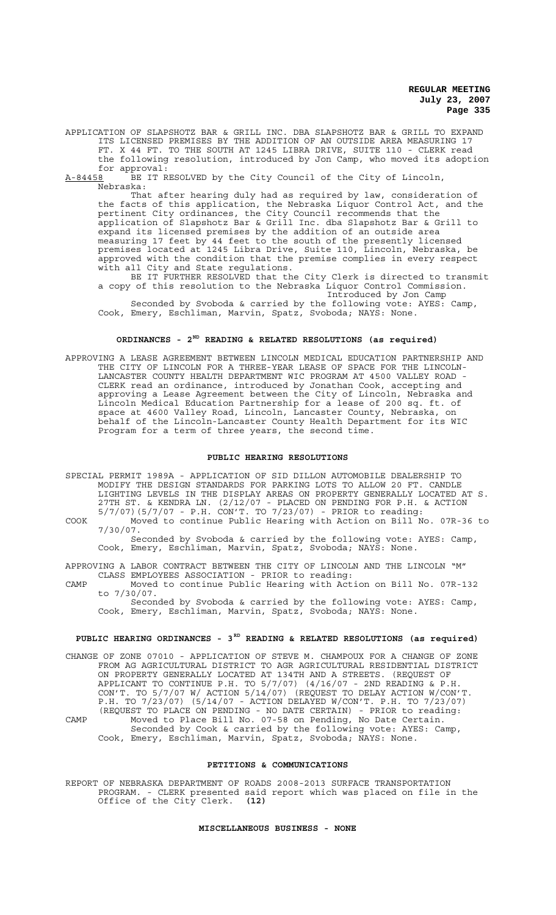APPLICATION OF SLAPSHOTZ BAR & GRILL INC. DBA SLAPSHOTZ BAR & GRILL TO EXPAND ITS LICENSED PREMISES BY THE ADDITION OF AN OUTSIDE AREA MEASURING 17 FT. X 44 FT. TO THE SOUTH AT 1245 LIBRA DRIVE, SUITE 110 - CLERK read the following resolution, introduced by Jon Camp, who moved its adoption for approval:

A-84458 BE IT RESOLVED by the City Council of the City of Lincoln, Nebraska:

That after hearing duly had as required by law, consideration of the facts of this application, the Nebraska Liquor Control Act, and the pertinent City ordinances, the City Council recommends that the application of Slapshotz Bar & Grill Inc. dba Slapshotz Bar & Grill to expand its licensed premises by the addition of an outside area measuring 17 feet by 44 feet to the south of the presently licensed premises located at 1245 Libra Drive, Suite 110, Lincoln, Nebraska, be approved with the condition that the premise complies in every respect with all City and State regulations.

BE IT FURTHER RESOLVED that the City Clerk is directed to transmit a copy of this resolution to the Nebraska Liquor Control Commission.

Introduced by Jon Camp

Seconded by Svoboda & carried by the following vote: AYES: Camp, Cook, Emery, Eschliman, Marvin, Spatz, Svoboda; NAYS: None.

## ORDINANCES - 2ND READING & RELATED RESOLUTIONS (as required)

APPROVING A LEASE AGREEMENT BETWEEN LINCOLN MEDICAL EDUCATION PARTNERSHIP AND THE CITY OF LINCOLN FOR A THREE-YEAR LEASE OF SPACE FOR THE LINCOLN-LANCASTER COUNTY HEALTH DEPARTMENT WIC PROGRAM AT 4500 VALLEY ROAD - CLERK read an ordinance, introduced by Jonathan Cook, accepting and approving a Lease Agreement between the City of Lincoln, Nebraska and Lincoln Medical Education Partnership for a lease of 200 sq. ft. of space at 4600 Valley Road, Lincoln, Lancaster County, Nebraska, on behalf of the Lincoln-Lancaster County Health Department for its WIC Program for a term of three years, the second time.

## PUBLIC HEARING RESOLUTIONS

SPECIAL PERMIT 1989A - APPLICATION OF SID DILLON AUTOMOBILE DEALERSHIP TO MODIFY THE DESIGN STANDARDS FOR PARKING LOTS TO ALLOW 20 FT. CANDLE LIGHTING LEVELS IN THE DISPLAY AREAS ON PROPERTY GENERALLY LOCATED AT S. 27TH ST. & KENDRA LN. (2/12/07 - PLACED ON PENDING FOR P.H. & ACTION 5/7/07)(5/7/07 - P.H. CON'T. TO 7/23/07) - PRIOR to reading:

COOK Moved to continue Public Hearing with Action on Bill No. 07R-36 to 7/30/07.

Seconded by Svoboda & carried by the following vote: AYES: Camp, Cook, Emery, Eschliman, Marvin, Spatz, Svoboda; NAYS: None.

APPROVING A LABOR CONTRACT BETWEEN THE CITY OF LINCOLN AND THE LINCOLN "M" CLASS EMPLOYEES ASSOCIATION - PRIOR to reading:

CAMP Moved to continue Public Hearing with Action on Bill No. 07R-132 to 7/30/07.

Seconded by Svoboda & carried by the following vote: AYES: Camp, Cook, Emery, Eschliman, Marvin, Spatz, Svoboda; NAYS: None.

## PUBLIC HEARING ORDINANCES - 3RD READING & RELATED RESOLUTIONS (as required)

CHANGE OF ZONE 07010 - APPLICATION OF STEVE M. CHAMPOUX FOR A CHANGE OF ZONE FROM AG AGRICULTURAL DISTRICT TO AGR AGRICULTURAL RESIDENTIAL DISTRICT ON PROPERTY GENERALLY LOCATED AT 134TH AND A STREETS. (REQUEST OF APPLICANT TO CONTINUE P.H. TO 5/7/07) (4/16/07 - 2ND READING & P.H. CON'T. TO 5/7/07 W/ ACTION 5/14/07) (REQUEST TO DELAY ACTION W/CON'T. P.H. TO 7/23/07) (5/14/07 - ACTION DELAYED W/CON'T. P.H. TO 7/23/07) (REQUEST TO PLACE ON PENDING - NO DATE CERTAIN) - PRIOR to reading:

CAMP Moved to Place Bill No. 07-58 on Pending, No Date Certain.

Seconded by Cook & carried by the following vote: AYES: Camp, Cook, Emery, Eschliman, Marvin, Spatz, Svoboda; NAYS: None.

## PETITIONS & COMMUNICATIONS

REPORT OF NEBRASKA DEPARTMENT OF ROADS 2008-2013 SURFACE TRANSPORTATION PROGRAM. - CLERK presented said report which was placed on file in the Office of the City Clerk. **(12)**

## MISCELLANEOUS BUSINESS - NONE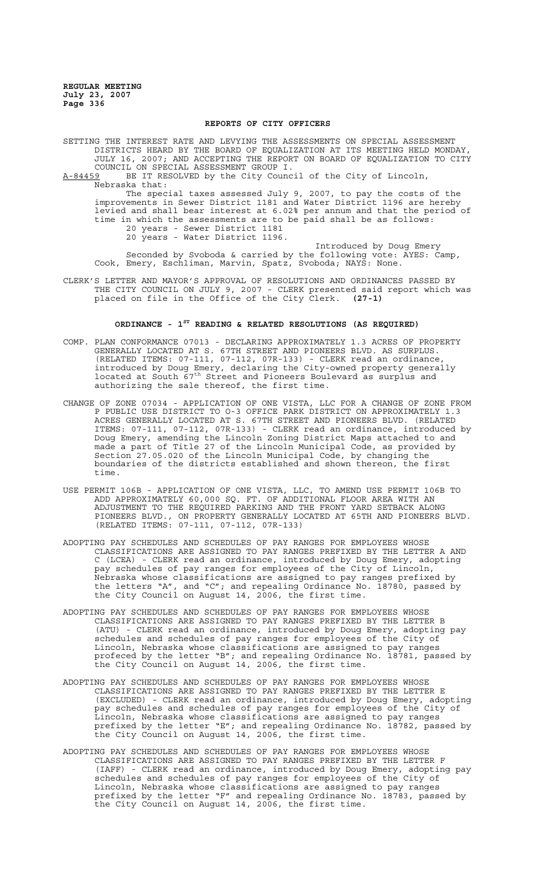## REPORTS OF CITY OFFICERS

SETTING THE INTEREST RATE AND LEVYING THE ASSESSMENTS ON SPECIAL ASSESSMENT DISTRICTS HEARD BY THE BOARD OF EQUALIZATION AT ITS MEETING HELD MONDAY, JULY 16, 2007; AND ACCEPTING THE REPORT ON BOARD OF EQUALIZATION TO CITY COUNCIL ON SPECIAL ASSESSMENT GROUP I.

A-84459 BE IT RESOLVED by the City Council of the City of Lincoln, Nebraska that:

The special taxes assessed July 9, 2007, to pay the costs of the improvements in Sewer District 1181 and Water District 1196 are hereby levied and shall bear interest at 6.02% per annum and that the period of time in which the assessments are to be paid shall be as follows:

20 years - Sewer District 1181
20 years - Water District 1196.

Introduced by Doug Emery

Seconded by Svoboda & carried by the following vote: AYES: Camp, Cook, Emery, Eschliman, Marvin, Spatz, Svoboda; NAYS: None.

CLERK'S LETTER AND MAYOR'S APPROVAL OF RESOLUTIONS AND ORDINANCES PASSED BY THE CITY COUNCIL ON JULY 9, 2007 - CLERK presented said report which was placed on file in the Office of the City Clerk. **(27-1)**

## ORDINANCE - 1ST READING & RELATED RESOLUTIONS (AS REQUIRED)

COMP. PLAN CONFORMANCE 07013 - DECLARING APPROXIMATELY 1.3 ACRES OF PROPERTY GENERALLY LOCATED AT S. 67TH STREET AND PIONEERS BLVD. AS SURPLUS. (RELATED ITEMS: 07-111, 07-112, 07R-133) - CLERK read an ordinance, introduced by Doug Emery, declaring the City-owned property generally located at South 67th Street and Pioneers Boulevard as surplus and authorizing the sale thereof, the first time.

CHANGE OF ZONE 07034 - APPLICATION OF ONE VISTA, LLC FOR A CHANGE OF ZONE FROM P PUBLIC USE DISTRICT TO O-3 OFFICE PARK DISTRICT ON APPROXIMATELY 1.3 ACRES GENERALLY LOCATED AT S. 67TH STREET AND PIONEERS BLVD. (RELATED ITEMS: 07-111, 07-112, 07R-133) - CLERK read an ordinance, introduced by Doug Emery, amending the Lincoln Zoning District Maps attached to and made a part of Title 27 of the Lincoln Municipal Code, as provided by Section 27.05.020 of the Lincoln Municipal Code, by changing the boundaries of the districts established and shown thereon, the first time.

USE PERMIT 106B - APPLICATION OF ONE VISTA, LLC, TO AMEND USE PERMIT 106B TO ADD APPROXIMATELY 60,000 SQ. FT. OF ADDITIONAL FLOOR AREA WITH AN ADJUSTMENT TO THE REQUIRED PARKING AND THE FRONT YARD SETBACK ALONG PIONEERS BLVD., ON PROPERTY GENERALLY LOCATED AT 65TH AND PIONEERS BLVD. (RELATED ITEMS: 07-111, 07-112, 07R-133)

ADOPTING PAY SCHEDULES AND SCHEDULES OF PAY RANGES FOR EMPLOYEES WHOSE CLASSIFICATIONS ARE ASSIGNED TO PAY RANGES PREFIXED BY THE LETTER A AND C (LCEA) - CLERK read an ordinance, introduced by Doug Emery, adopting pay schedules of pay ranges for employees of the City of Lincoln, Nebraska whose classifications are assigned to pay ranges prefixed by the letters "A", and "C"; and repealing Ordinance No. 18780, passed by the City Council on August 14, 2006, the first time.

ADOPTING PAY SCHEDULES AND SCHEDULES OF PAY RANGES FOR EMPLOYEES WHOSE CLASSIFICATIONS ARE ASSIGNED TO PAY RANGES PREFIXED BY THE LETTER B (ATU) - CLERK read an ordinance, introduced by Doug Emery, adopting pay schedules and schedules of pay ranges for employees of the City of Lincoln, Nebraska whose classifications are assigned to pay ranges profeced by the letter "B"; and repealing Ordinance No. 18781, passed by the City Council on August 14, 2006, the first time.

ADOPTING PAY SCHEDULES AND SCHEDULES OF PAY RANGES FOR EMPLOYEES WHOSE CLASSIFICATIONS ARE ASSIGNED TO PAY RANGES PREFIXED BY THE LETTER E (EXCLUDED) - CLERK read an ordinance, introduced by Doug Emery, adopting pay schedules and schedules of pay ranges for employees of the City of Lincoln, Nebraska whose classifications are assigned to pay ranges prefixed by the letter "E"; and repealing Ordinance No. 18782, passed by the City Council on August 14, 2006, the first time.

ADOPTING PAY SCHEDULES AND SCHEDULES OF PAY RANGES FOR EMPLOYEES WHOSE CLASSIFICATIONS ARE ASSIGNED TO PAY RANGES PREFIXED BY THE LETTER F (IAFF) - CLERK read an ordinance, introduced by Doug Emery, adopting pay schedules and schedules of pay ranges for employees of the City of Lincoln, Nebraska whose classifications are assigned to pay ranges prefixed by the letter "F" and repealing Ordinance No. 18783, passed by the City Council on August 14, 2006, the first time.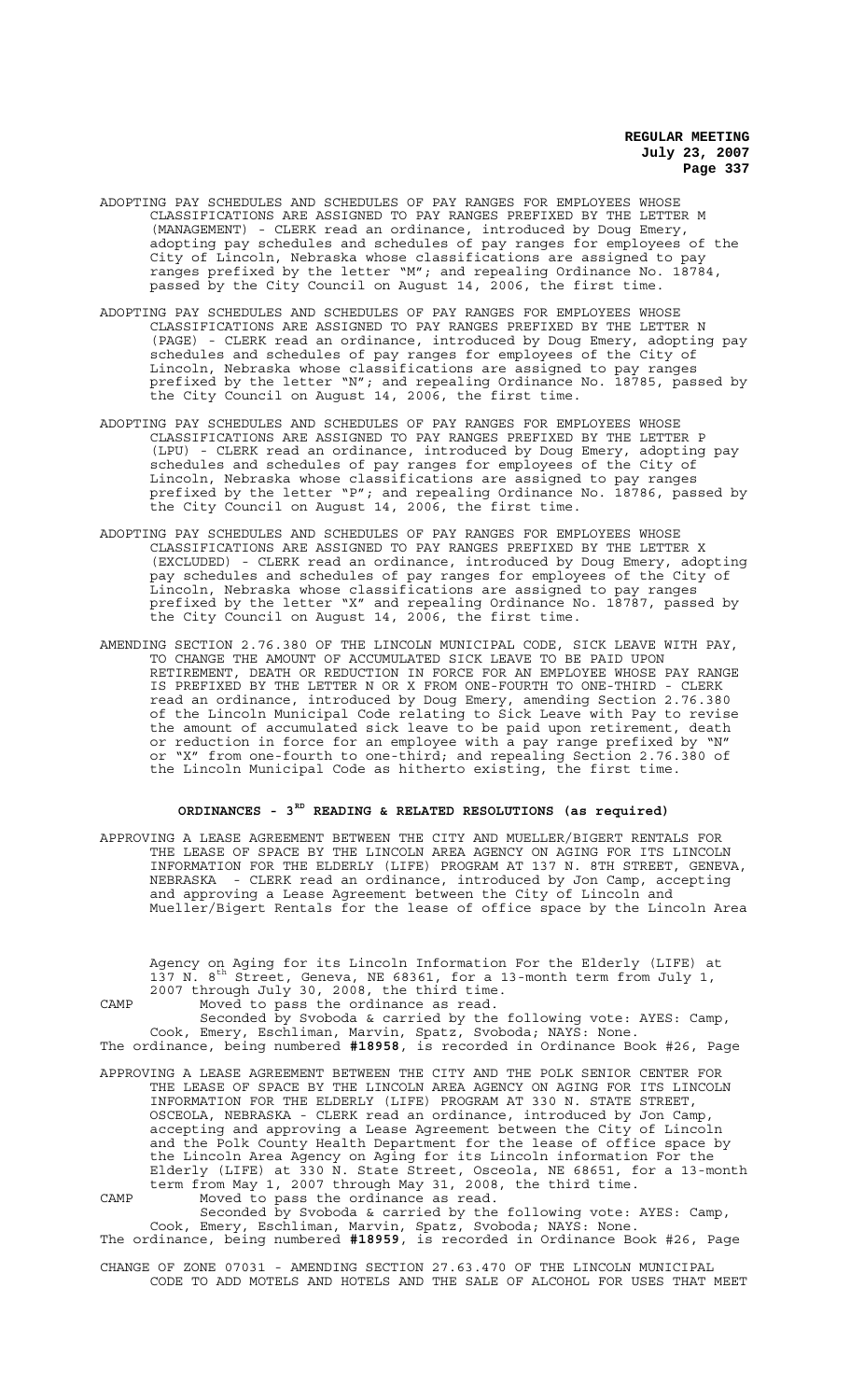ADOPTING PAY SCHEDULES AND SCHEDULES OF PAY RANGES FOR EMPLOYEES WHOSE CLASSIFICATIONS ARE ASSIGNED TO PAY RANGES PREFIXED BY THE LETTER M (MANAGEMENT) - CLERK read an ordinance, introduced by Doug Emery, adopting pay schedules and schedules of pay ranges for employees of the City of Lincoln, Nebraska whose classifications are assigned to pay ranges prefixed by the letter "M"; and repealing Ordinance No. 18784, passed by the City Council on August 14, 2006, the first time.

ADOPTING PAY SCHEDULES AND SCHEDULES OF PAY RANGES FOR EMPLOYEES WHOSE CLASSIFICATIONS ARE ASSIGNED TO PAY RANGES PREFIXED BY THE LETTER N (PAGE) - CLERK read an ordinance, introduced by Doug Emery, adopting pay schedules and schedules of pay ranges for employees of the City of Lincoln, Nebraska whose classifications are assigned to pay ranges prefixed by the letter "N"; and repealing Ordinance No. 18785, passed by the City Council on August 14, 2006, the first time.

ADOPTING PAY SCHEDULES AND SCHEDULES OF PAY RANGES FOR EMPLOYEES WHOSE CLASSIFICATIONS ARE ASSIGNED TO PAY RANGES PREFIXED BY THE LETTER P (LPU) - CLERK read an ordinance, introduced by Doug Emery, adopting pay schedules and schedules of pay ranges for employees of the City of Lincoln, Nebraska whose classifications are assigned to pay ranges prefixed by the letter "P"; and repealing Ordinance No. 18786, passed by the City Council on August 14, 2006, the first time.

ADOPTING PAY SCHEDULES AND SCHEDULES OF PAY RANGES FOR EMPLOYEES WHOSE CLASSIFICATIONS ARE ASSIGNED TO PAY RANGES PREFIXED BY THE LETTER X (EXCLUDED) - CLERK read an ordinance, introduced by Doug Emery, adopting pay schedules and schedules of pay ranges for employees of the City of Lincoln, Nebraska whose classifications are assigned to pay ranges prefixed by the letter "X" and repealing Ordinance No. 18787, passed by the City Council on August 14, 2006, the first time.

AMENDING SECTION 2.76.380 OF THE LINCOLN MUNICIPAL CODE, SICK LEAVE WITH PAY, TO CHANGE THE AMOUNT OF ACCUMULATED SICK LEAVE TO BE PAID UPON RETIREMENT, DEATH OR REDUCTION IN FORCE FOR AN EMPLOYEE WHOSE PAY RANGE IS PREFIXED BY THE LETTER N OR X FROM ONE-FOURTH TO ONE-THIRD - CLERK read an ordinance, introduced by Doug Emery, amending Section 2.76.380 of the Lincoln Municipal Code relating to Sick Leave with Pay to revise the amount of accumulated sick leave to be paid upon retirement, death or reduction in force for an employee with a pay range prefixed by "N" or "X" from one-fourth to one-third; and repealing Section 2.76.380 of the Lincoln Municipal Code as hitherto existing, the first time.

## ORDINANCES - 3RD READING & RELATED RESOLUTIONS (as required)

APPROVING A LEASE AGREEMENT BETWEEN THE CITY AND MUELLER/BIGERT RENTALS FOR THE LEASE OF SPACE BY THE LINCOLN AREA AGENCY ON AGING FOR ITS LINCOLN INFORMATION FOR THE ELDERLY (LIFE) PROGRAM AT 137 N. 8TH STREET, GENEVA, NEBRASKA - CLERK read an ordinance, introduced by Jon Camp, accepting and approving a Lease Agreement between the City of Lincoln and Mueller/Bigert Rentals for the lease of office space by the Lincoln Area Agency on Aging for its Lincoln Information For the Elderly (LIFE) at 137 N. 8th Street, Geneva, NE 68361, for a 13-month term from July 1, 2007 through July 30, 2008, the third time.

CAMP Moved to pass the ordinance as read.

Seconded by Svoboda & carried by the following vote: AYES: Camp, Cook, Emery, Eschliman, Marvin, Spatz, Svoboda; NAYS: None.

The ordinance, being numbered **#18958**, is recorded in Ordinance Book #26, Page

APPROVING A LEASE AGREEMENT BETWEEN THE CITY AND THE POLK SENIOR CENTER FOR THE LEASE OF SPACE BY THE LINCOLN AREA AGENCY ON AGING FOR ITS LINCOLN INFORMATION FOR THE ELDERLY (LIFE) PROGRAM AT 330 N. STATE STREET, OSCEOLA, NEBRASKA - CLERK read an ordinance, introduced by Jon Camp, accepting and approving a Lease Agreement between the City of Lincoln and the Polk County Health Department for the lease of office space by the Lincoln Area Agency on Aging for its Lincoln information For the Elderly (LIFE) at 330 N. State Street, Osceola, NE 68651, for a 13-month term from May 1, 2007 through May 31, 2008, the third time.

CAMP Moved to pass the ordinance as read.

Seconded by Svoboda & carried by the following vote: AYES: Camp, Cook, Emery, Eschliman, Marvin, Spatz, Svoboda; NAYS: None.

The ordinance, being numbered **#18959**, is recorded in Ordinance Book #26, Page

CHANGE OF ZONE 07031 - AMENDING SECTION 27.63.470 OF THE LINCOLN MUNICIPAL CODE TO ADD MOTELS AND HOTELS AND THE SALE OF ALCOHOL FOR USES THAT MEET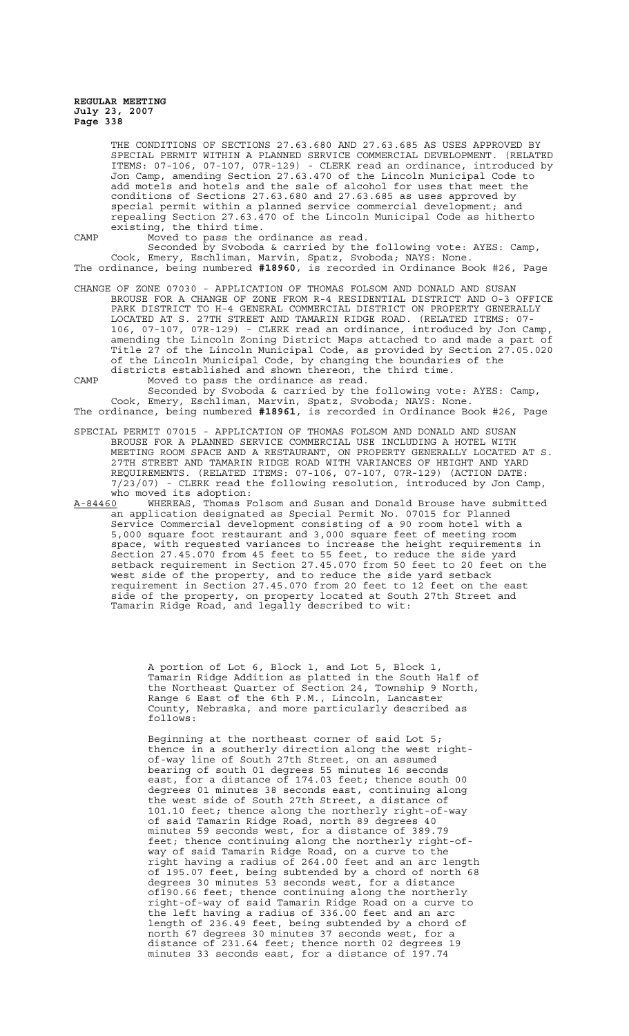THE CONDITIONS OF SECTIONS 27.63.680 AND 27.63.685 AS USES APPROVED BY SPECIAL PERMIT WITHIN A PLANNED SERVICE COMMERCIAL DEVELOPMENT. (RELATED ITEMS: 07-106, 07-107, 07R-129) - CLERK read an ordinance, introduced by Jon Camp, amending Section 27.63.470 of the Lincoln Municipal Code to add motels and hotels and the sale of alcohol for uses that meet the conditions of Sections 27.63.680 and 27.63.685 as uses approved by special permit within a planned service commercial development; and repealing Section 27.63.470 of the Lincoln Municipal Code as hitherto existing, the third time.

CAMP Moved to pass the ordinance as read.

Seconded by Svoboda & carried by the following vote: AYES: Camp, Cook, Emery, Eschliman, Marvin, Spatz, Svoboda; NAYS: None.

The ordinance, being numbered **#18960**, is recorded in Ordinance Book #26, Page

CHANGE OF ZONE 07030 - APPLICATION OF THOMAS FOLSOM AND DONALD AND SUSAN BROUSE FOR A CHANGE OF ZONE FROM R-4 RESIDENTIAL DISTRICT AND O-3 OFFICE PARK DISTRICT TO H-4 GENERAL COMMERCIAL DISTRICT ON PROPERTY GENERALLY LOCATED AT S. 27TH STREET AND TAMARIN RIDGE ROAD. (RELATED ITEMS: 07-106, 07-107, 07R-129) - CLERK read an ordinance, introduced by Jon Camp, amending the Lincoln Zoning District Maps attached to and made a part of Title 27 of the Lincoln Municipal Code, as provided by Section 27.05.020 of the Lincoln Municipal Code, by changing the boundaries of the districts established and shown thereon, the third time.

CAMP Moved to pass the ordinance as read.

Seconded by Svoboda & carried by the following vote: AYES: Camp, Cook, Emery, Eschliman, Marvin, Spatz, Svoboda; NAYS: None.

The ordinance, being numbered **#18961**, is recorded in Ordinance Book #26, Page

SPECIAL PERMIT 07015 - APPLICATION OF THOMAS FOLSOM AND DONALD AND SUSAN BROUSE FOR A PLANNED SERVICE COMMERCIAL USE INCLUDING A HOTEL WITH MEETING ROOM SPACE AND A RESTAURANT, ON PROPERTY GENERALLY LOCATED AT S. 27TH STREET AND TAMARIN RIDGE ROAD WITH VARIANCES OF HEIGHT AND YARD REQUIREMENTS. (RELATED ITEMS: 07-106, 07-107, 07R-129) (ACTION DATE: 7/23/07) - CLERK read the following resolution, introduced by Jon Camp, who moved its adoption:

A-84460 WHEREAS, Thomas Folsom and Susan and Donald Brouse have submitted an application designated as Special Permit No. 07015 for Planned Service Commercial development consisting of a 90 room hotel with a 5,000 square foot restaurant and 3,000 square feet of meeting room space, with requested variances to increase the height requirements in Section 27.45.070 from 45 feet to 55 feet, to reduce the side yard setback requirement in Section 27.45.070 from 50 feet to 20 feet on the west side of the property, and to reduce the side yard setback requirement in Section 27.45.070 from 20 feet to 12 feet on the east side of the property, on property located at South 27th Street and Tamarin Ridge Road, and legally described to wit:

A portion of Lot 6, Block 1, and Lot 5, Block 1, Tamarin Ridge Addition as platted in the South Half of the Northeast Quarter of Section 24, Township 9 North, Range 6 East of the 6th P.M., Lincoln, Lancaster County, Nebraska, and more particularly described as follows:

Beginning at the northeast corner of said Lot 5; thence in a southerly direction along the west right-of-way line of South 27th Street, on an assumed bearing of south 01 degrees 55 minutes 16 seconds east, for a distance of 174.03 feet; thence south 00 degrees 01 minutes 38 seconds east, continuing along the west side of South 27th Street, a distance of 101.10 feet; thence along the northerly right-of-way of said Tamarin Ridge Road, north 89 degrees 40 minutes 59 seconds west, for a distance of 389.79 feet; thence continuing along the northerly right-of-way of said Tamarin Ridge Road, on a curve to the right having a radius of 264.00 feet and an arc length of 195.07 feet, being subtended by a chord of north 68 degrees 30 minutes 53 seconds west, for a distance of190.66 feet; thence continuing along the northerly right-of-way of said Tamarin Ridge Road on a curve to the left having a radius of 336.00 feet and an arc length of 236.49 feet, being subtended by a chord of north 67 degrees 30 minutes 37 seconds west, for a distance of 231.64 feet; thence north 02 degrees 19 minutes 33 seconds east, for a distance of 197.74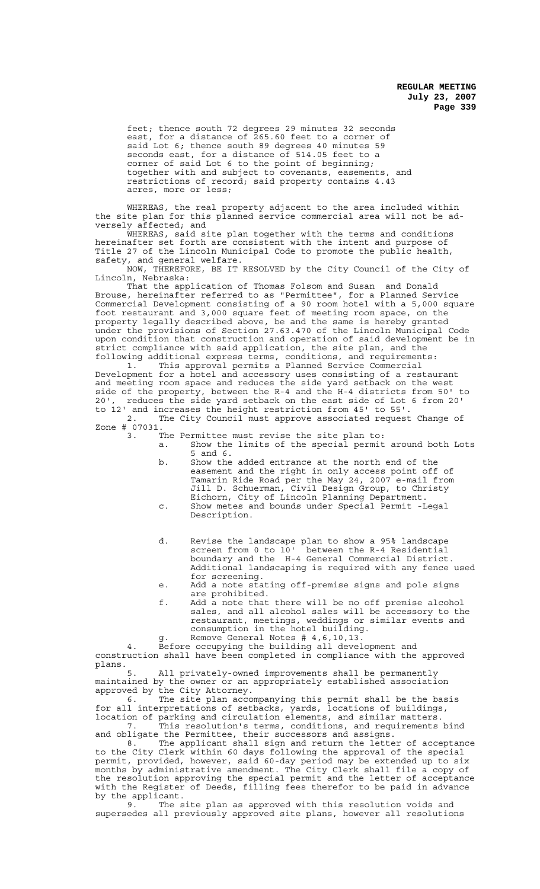feet; thence south 72 degrees 29 minutes 32 seconds east, for a distance of 265.60 feet to a corner of said Lot 6; thence south 89 degrees 40 minutes 59 seconds east, for a distance of 514.05 feet to a corner of said Lot 6 to the point of beginning; together with and subject to covenants, easements, and restrictions of record; said property contains 4.43 acres, more or less;

WHEREAS, the real property adjacent to the area included within the site plan for this planned service commercial area will not be adversely affected; and

WHEREAS, said site plan together with the terms and conditions hereinafter set forth are consistent with the intent and purpose of Title 27 of the Lincoln Municipal Code to promote the public health, safety, and general welfare.

NOW, THEREFORE, BE IT RESOLVED by the City Council of the City of Lincoln, Nebraska:

That the application of Thomas Folsom and Susan and Donald Brouse, hereinafter referred to as "Permittee", for a Planned Service Commercial Development consisting of a 90 room hotel with a 5,000 square foot restaurant and 3,000 square feet of meeting room space, on the property legally described above, be and the same is hereby granted under the provisions of Section 27.63.470 of the Lincoln Municipal Code upon condition that construction and operation of said development be in strict compliance with said application, the site plan, and the following additional express terms, conditions, and requirements:

1. This approval permits a Planned Service Commercial Development for a hotel and accessory uses consisting of a restaurant and meeting room space and reduces the side yard setback on the west side of the property, between the R-4 and the H-4 districts from 50' to 20', reduces the side yard setback on the east side of Lot 6 from 20' to 12' and increases the height restriction from 45' to 55'.

2. The City Council must approve associated request Change of Zone # 07031.

3. The Permittee must revise the site plan to:
   a. Show the limits of the special permit around both Lots 5 and 6.
   b. Show the added entrance at the north end of the easement and the right in only access point off of Tamarin Ride Road per the May 24, 2007 e-mail from Jill D. Schuerman, Civil Design Group, to Christy Eichorn, City of Lincoln Planning Department.
   c. Show metes and bounds under Special Permit -Legal Description.
   d. Revise the landscape plan to show a 95% landscape screen from 0 to 10' between the R-4 Residential boundary and the H-4 General Commercial District. Additional landscaping is required with any fence used for screening.
   e. Add a note stating off-premise signs and pole signs are prohibited.
   f. Add a note that there will be no off premise alcohol sales, and all alcohol sales will be accessory to the restaurant, meetings, weddings or similar events and consumption in the hotel building.
   g. Remove General Notes # 4,6,10,13.

4. Before occupying the building all development and construction shall have been completed in compliance with the approved plans.

5. All privately-owned improvements shall be permanently maintained by the owner or an appropriately established association approved by the City Attorney.

6. The site plan accompanying this permit shall be the basis for all interpretations of setbacks, yards, locations of buildings, location of parking and circulation elements, and similar matters.

7. This resolution's terms, conditions, and requirements bind and obligate the Permittee, their successors and assigns.

8. The applicant shall sign and return the letter of acceptance to the City Clerk within 60 days following the approval of the special permit, provided, however, said 60-day period may be extended up to six months by administrative amendment. The City Clerk shall file a copy of the resolution approving the special permit and the letter of acceptance with the Register of Deeds, filling fees therefor to be paid in advance by the applicant.

9. The site plan as approved with this resolution voids and supersedes all previously approved site plans, however all resolutions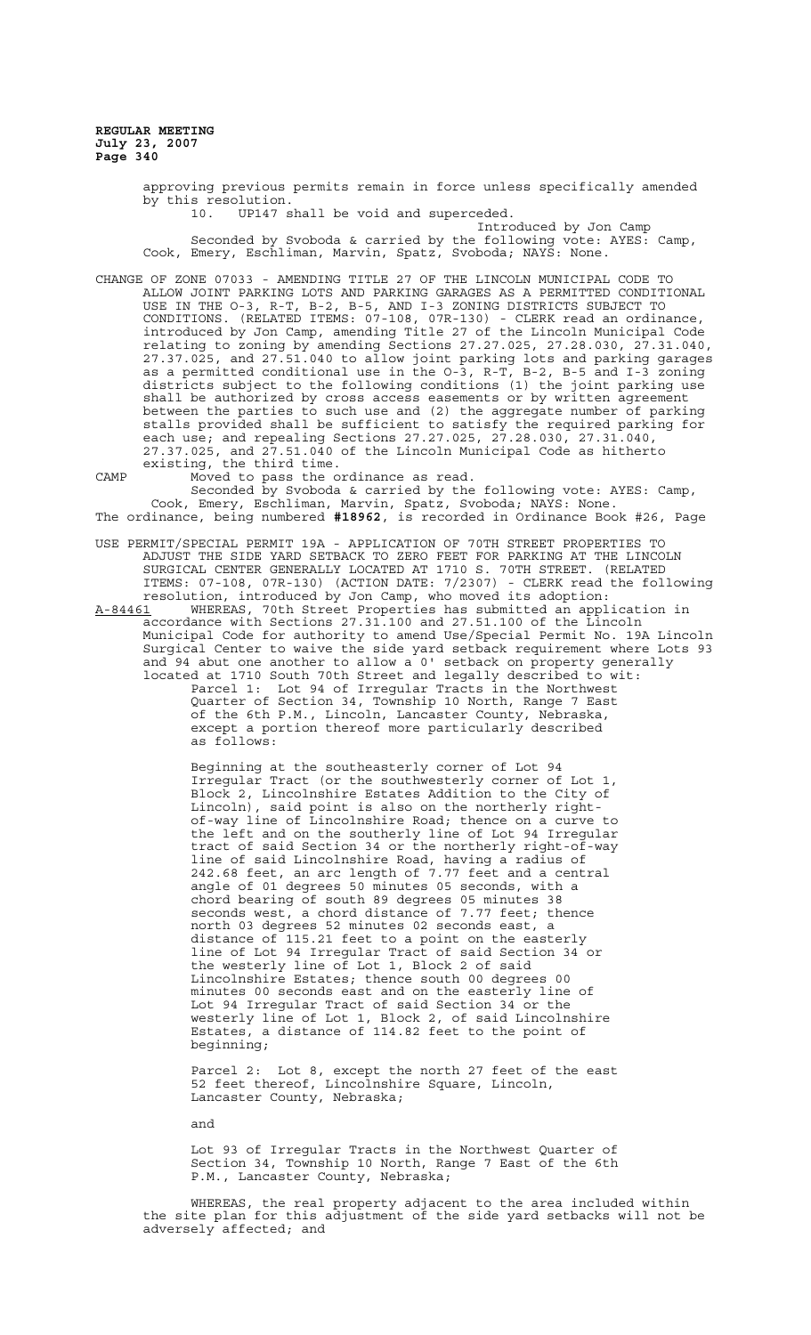approving previous permits remain in force unless specifically amended by this resolution.

10. UP147 shall be void and superceded.

Introduced by Jon Camp

Seconded by Svoboda & carried by the following vote: AYES: Camp, Cook, Emery, Eschliman, Marvin, Spatz, Svoboda; NAYS: None.

CHANGE OF ZONE 07033 - AMENDING TITLE 27 OF THE LINCOLN MUNICIPAL CODE TO ALLOW JOINT PARKING LOTS AND PARKING GARAGES AS A PERMITTED CONDITIONAL USE IN THE O-3, R-T, B-2, B-5, AND I-3 ZONING DISTRICTS SUBJECT TO CONDITIONS. (RELATED ITEMS: 07-108, 07R-130) - CLERK read an ordinance, introduced by Jon Camp, amending Title 27 of the Lincoln Municipal Code relating to zoning by amending Sections 27.27.025, 27.28.030, 27.31.040, 27.37.025, and 27.51.040 to allow joint parking lots and parking garages as a permitted conditional use in the O-3, R-T, B-2, B-5 and I-3 zoning districts subject to the following conditions (1) the joint parking use shall be authorized by cross access easements or by written agreement between the parties to such use and (2) the aggregate number of parking stalls provided shall be sufficient to satisfy the required parking for each use; and repealing Sections 27.27.025, 27.28.030, 27.31.040, 27.37.025, and 27.51.040 of the Lincoln Municipal Code as hitherto existing, the third time.

CAMP Moved to pass the ordinance as read.

Seconded by Svoboda & carried by the following vote: AYES: Camp, Cook, Emery, Eschliman, Marvin, Spatz, Svoboda; NAYS: None.

The ordinance, being numbered **#18962**, is recorded in Ordinance Book #26, Page

USE PERMIT/SPECIAL PERMIT 19A - APPLICATION OF 70TH STREET PROPERTIES TO ADJUST THE SIDE YARD SETBACK TO ZERO FEET FOR PARKING AT THE LINCOLN SURGICAL CENTER GENERALLY LOCATED AT 1710 S. 70TH STREET. (RELATED ITEMS: 07-108, 07R-130) (ACTION DATE: 7/2307) - CLERK read the following resolution, introduced by Jon Camp, who moved its adoption:

A-84461 WHEREAS, 70th Street Properties has submitted an application in accordance with Sections 27.31.100 and 27.51.100 of the Lincoln Municipal Code for authority to amend Use/Special Permit No. 19A Lincoln Surgical Center to waive the side yard setback requirement where Lots 93 and 94 abut one another to allow a 0' setback on property generally located at 1710 South 70th Street and legally described to wit:

Parcel 1: Lot 94 of Irregular Tracts in the Northwest Quarter of Section 34, Township 10 North, Range 7 East of the 6th P.M., Lincoln, Lancaster County, Nebraska, except a portion thereof more particularly described as follows:

Beginning at the southeasterly corner of Lot 94 Irregular Tract (or the southwesterly corner of Lot 1, Block 2, Lincolnshire Estates Addition to the City of Lincoln), said point is also on the northerly right-of-way line of Lincolnshire Road; thence on a curve to the left and on the southerly line of Lot 94 Irregular tract of said Section 34 or the northerly right-of-way line of said Lincolnshire Road, having a radius of 242.68 feet, an arc length of 7.77 feet and a central angle of 01 degrees 50 minutes 05 seconds, with a chord bearing of south 89 degrees 05 minutes 38 seconds west, a chord distance of 7.77 feet; thence north 03 degrees 52 minutes 02 seconds east, a distance of 115.21 feet to a point on the easterly line of Lot 94 Irregular Tract of said Section 34 or the westerly line of Lot 1, Block 2 of said Lincolnshire Estates; thence south 00 degrees 00 minutes 00 seconds east and on the easterly line of Lot 94 Irregular Tract of said Section 34 or the westerly line of Lot 1, Block 2, of said Lincolnshire Estates, a distance of 114.82 feet to the point of beginning;

Parcel 2: Lot 8, except the north 27 feet of the east 52 feet thereof, Lincolnshire Square, Lincoln, Lancaster County, Nebraska;

and

Lot 93 of Irregular Tracts in the Northwest Quarter of Section 34, Township 10 North, Range 7 East of the 6th P.M., Lancaster County, Nebraska;

WHEREAS, the real property adjacent to the area included within the site plan for this adjustment of the side yard setbacks will not be adversely affected; and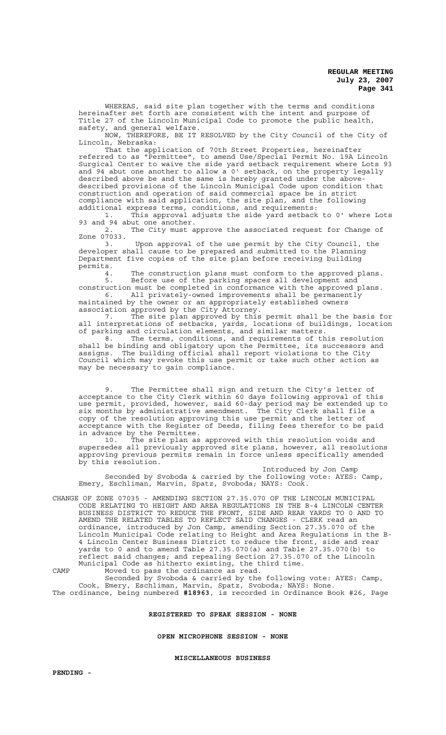WHEREAS, said site plan together with the terms and conditions hereinafter set forth are consistent with the intent and purpose of Title 27 of the Lincoln Municipal Code to promote the public health, safety, and general welfare.

NOW, THEREFORE, BE IT RESOLVED by the City Council of the City of Lincoln, Nebraska:

That the application of 70th Street Properties, hereinafter referred to as "Permittee", to amend Use/Special Permit No. 19A Lincoln Surgical Center to waive the side yard setback requirement where Lots 93 and 94 abut one another to allow a 0' setback, on the property legally described above be and the same is hereby granted under the above-described provisions of the Lincoln Municipal Code upon condition that construction and operation of said commercial space be in strict compliance with said application, the site plan, and the following additional express terms, conditions, and requirements:

1. This approval adjusts the side yard setback to 0' where Lots 93 and 94 abut one another.

2. The City must approve the associated request for Change of Zone 07033.

3. Upon approval of the use permit by the City Council, the developer shall cause to be prepared and submitted to the Planning Department five copies of the site plan before receiving building permits.

4. The construction plans must conform to the approved plans.

5. Before use of the parking spaces all development and construction must be completed in conformance with the approved plans.

6. All privately-owned improvements shall be permanently maintained by the owner or an appropriately established owners association approved by the City Attorney.

7. The site plan approved by this permit shall be the basis for all interpretations of setbacks, yards, locations of buildings, location of parking and circulation elements, and similar matters.

8. The terms, conditions, and requirements of this resolution shall be binding and obligatory upon the Permittee, its successors and assigns. The building official shall report violations to the City Council which may revoke this use permit or take such other action as may be necessary to gain compliance.

9. The Permittee shall sign and return the City's letter of acceptance to the City Clerk within 60 days following approval of this use permit, provided, however, said 60-day period may be extended up to six months by administrative amendment. The City Clerk shall file a copy of the resolution approving this use permit and the letter of acceptance with the Register of Deeds, filing fees therefor to be paid in advance by the Permittee.

10. The site plan as approved with this resolution voids and supersedes all previously approved site plans, however, all resolutions approving previous permits remain in force unless specifically amended by this resolution.

Introduced by Jon Camp

Seconded by Svoboda & carried by the following vote: AYES: Camp, Emery, Eschliman, Marvin, Spatz, Svoboda; NAYS: Cook.

CHANGE OF ZONE 07035 - AMENDING SECTION 27.35.070 OF THE LINCOLN MUNICIPAL CODE RELATING TO HEIGHT AND AREA REGULATIONS IN THE B-4 LINCOLN CENTER BUSINESS DISTRICT TO REDUCE THE FRONT, SIDE AND REAR YARDS TO 0 AND TO AMEND THE RELATED TABLES TO REFLECT SAID CHANGES - CLERK read an ordinance, introduced by Jon Camp, amending Section 27.35.070 of the Lincoln Municipal Code relating to Height and Area Regulations in the B-4 Lincoln Center Business District to reduce the front, side and rear yards to 0 and to amend Table 27.35.070(a) and Table 27.35.070(b) to reflect said changes; and repealing Section 27.35.070 of the Lincoln Municipal Code as hitherto existing, the third time.

CAMP Moved to pass the ordinance as read.

Seconded by Svoboda & carried by the following vote: AYES: Camp, Cook, Emery, Eschliman, Marvin, Spatz, Svoboda; NAYS: None.

The ordinance, being numbered **#18963**, is recorded in Ordinance Book #26, Page

**REGISTERED TO SPEAK SESSION - NONE**

**OPEN MICROPHONE SESSION - NONE**

**MISCELLANEOUS BUSINESS**

**PENDING -**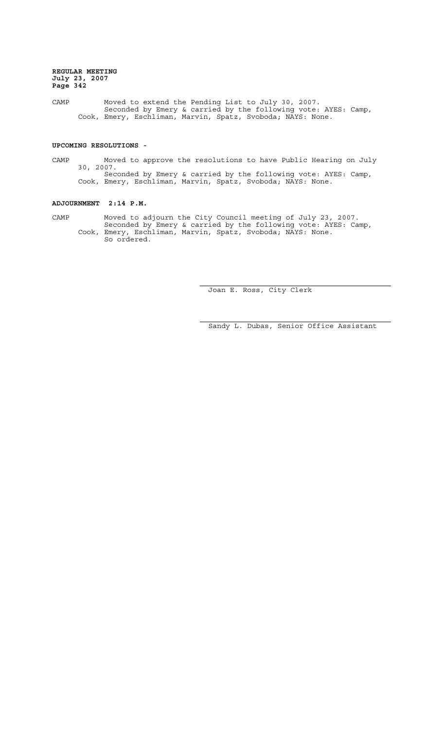CAMP Moved to extend the Pending List to July 30, 2007.
Seconded by Emery & carried by the following vote: AYES: Camp, Cook, Emery, Eschliman, Marvin, Spatz, Svoboda; NAYS: None.

**UPCOMING RESOLUTIONS -**

CAMP Moved to approve the resolutions to have Public Hearing on July 30, 2007.
Seconded by Emery & carried by the following vote: AYES: Camp, Cook, Emery, Eschliman, Marvin, Spatz, Svoboda; NAYS: None.

**ADJOURNMENT 2:14 P.M.**

CAMP Moved to adjourn the City Council meeting of July 23, 2007.
Seconded by Emery & carried by the following vote: AYES: Camp, Cook, Emery, Eschliman, Marvin, Spatz, Svoboda; NAYS: None.
So ordered.

Joan E. Ross, City Clerk

Sandy L. Dubas, Senior Office Assistant